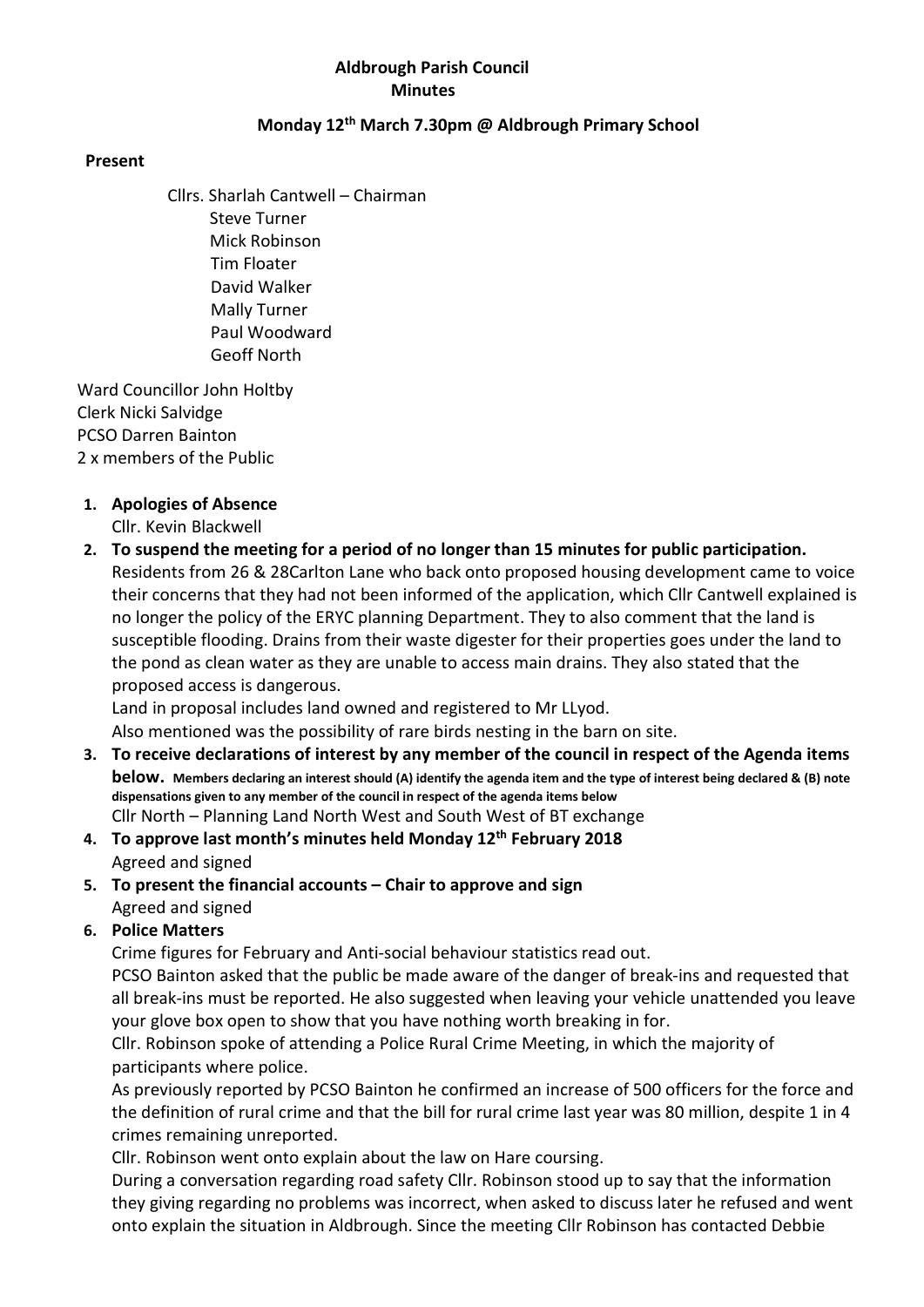**Aldbrough Parish Council**
**Minutes**

**Monday 12th March 7.30pm @ Aldbrough Primary School**

**Present**

Cllrs. Sharlah Cantwell – Chairman
Steve Turner
Mick Robinson
Tim Floater
David Walker
Mally Turner
Paul Woodward
Geoff North

Ward Councillor John Holtby
Clerk Nicki Salvidge
PCSO Darren Bainton
2 x members of the Public

1. **Apologies of Absence**
   Cllr. Kevin Blackwell
2. **To suspend the meeting for a period of no longer than 15 minutes for public participation.**
   Residents from 26 & 28Carlton Lane who back onto proposed housing development came to voice their concerns that they had not been informed of the application, which Cllr Cantwell explained is no longer the policy of the ERYC planning Department. They to also comment that the land is susceptible flooding. Drains from their waste digester for their properties goes under the land to the pond as clean water as they are unable to access main drains. They also stated that the proposed access is dangerous.
   Land in proposal includes land owned and registered to Mr LLyod.
   Also mentioned was the possibility of rare birds nesting in the barn on site.
3. **To receive declarations of interest by any member of the council in respect of the Agenda items below. Members declaring an interest should (A) identify the agenda item and the type of interest being declared & (B) note dispensations given to any member of the council in respect of the agenda items below**
   Cllr North – Planning Land North West and South West of BT exchange
4. **To approve last month's minutes held Monday 12th February 2018**
   Agreed and signed
5. **To present the financial accounts – Chair to approve and sign**
   Agreed and signed
6. **Police Matters**
   Crime figures for February and Anti-social behaviour statistics read out.
   PCSO Bainton asked that the public be made aware of the danger of break-ins and requested that all break-ins must be reported. He also suggested when leaving your vehicle unattended you leave your glove box open to show that you have nothing worth breaking in for.
   Cllr. Robinson spoke of attending a Police Rural Crime Meeting, in which the majority of participants where police.
   As previously reported by PCSO Bainton he confirmed an increase of 500 officers for the force and the definition of rural crime and that the bill for rural crime last year was 80 million, despite 1 in 4 crimes remaining unreported.
   Cllr. Robinson went onto explain about the law on Hare coursing.
   During a conversation regarding road safety Cllr. Robinson stood up to say that the information they giving regarding no problems was incorrect, when asked to discuss later he refused and went onto explain the situation in Aldbrough. Since the meeting Cllr Robinson has contacted Debbie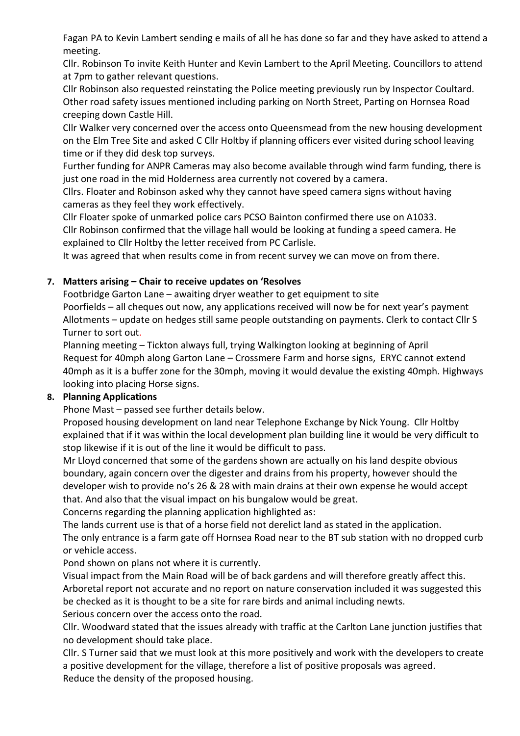Fagan PA to Kevin Lambert sending e mails of all he has done so far and they have asked to attend a meeting.

Cllr. Robinson To invite Keith Hunter and Kevin Lambert to the April Meeting. Councillors to attend at 7pm to gather relevant questions.

Cllr Robinson also requested reinstating the Police meeting previously run by Inspector Coultard. Other road safety issues mentioned including parking on North Street, Parting on Hornsea Road creeping down Castle Hill.

Cllr Walker very concerned over the access onto Queensmead from the new housing development on the Elm Tree Site and asked C Cllr Holtby if planning officers ever visited during school leaving time or if they did desk top surveys.

Further funding for ANPR Cameras may also become available through wind farm funding, there is just one road in the mid Holderness area currently not covered by a camera.

Cllrs. Floater and Robinson asked why they cannot have speed camera signs without having cameras as they feel they work effectively.

Cllr Floater spoke of unmarked police cars PCSO Bainton confirmed there use on A1033.

Cllr Robinson confirmed that the village hall would be looking at funding a speed camera. He explained to Cllr Holtby the letter received from PC Carlisle.

It was agreed that when results come in from recent survey we can move on from there.

**7. Matters arising – Chair to receive updates on 'Resolves**

Footbridge Garton Lane – awaiting dryer weather to get equipment to site

Poorfields – all cheques out now, any applications received will now be for next year's payment

Allotments – update on hedges still same people outstanding on payments. Clerk to contact Cllr S Turner to sort out.

Planning meeting – Tickton always full, trying Walkington looking at beginning of April

Request for 40mph along Garton Lane – Crossmere Farm and horse signs, ERYC cannot extend 40mph as it is a buffer zone for the 30mph, moving it would devalue the existing 40mph. Highways looking into placing Horse signs.

**8. Planning Applications**

Phone Mast – passed see further details below.

Proposed housing development on land near Telephone Exchange by Nick Young. Cllr Holtby explained that if it was within the local development plan building line it would be very difficult to stop likewise if it is out of the line it would be difficult to pass.

Mr Lloyd concerned that some of the gardens shown are actually on his land despite obvious boundary, again concern over the digester and drains from his property, however should the developer wish to provide no's 26 & 28 with main drains at their own expense he would accept that. And also that the visual impact on his bungalow would be great.

Concerns regarding the planning application highlighted as:

The lands current use is that of a horse field not derelict land as stated in the application.

The only entrance is a farm gate off Hornsea Road near to the BT sub station with no dropped curb or vehicle access.

Pond shown on plans not where it is currently.

Visual impact from the Main Road will be of back gardens and will therefore greatly affect this.

Arboretal report not accurate and no report on nature conservation included it was suggested this be checked as it is thought to be a site for rare birds and animal including newts.

Serious concern over the access onto the road.

Cllr. Woodward stated that the issues already with traffic at the Carlton Lane junction justifies that no development should take place.

Cllr. S Turner said that we must look at this more positively and work with the developers to create a positive development for the village, therefore a list of positive proposals was agreed.

Reduce the density of the proposed housing.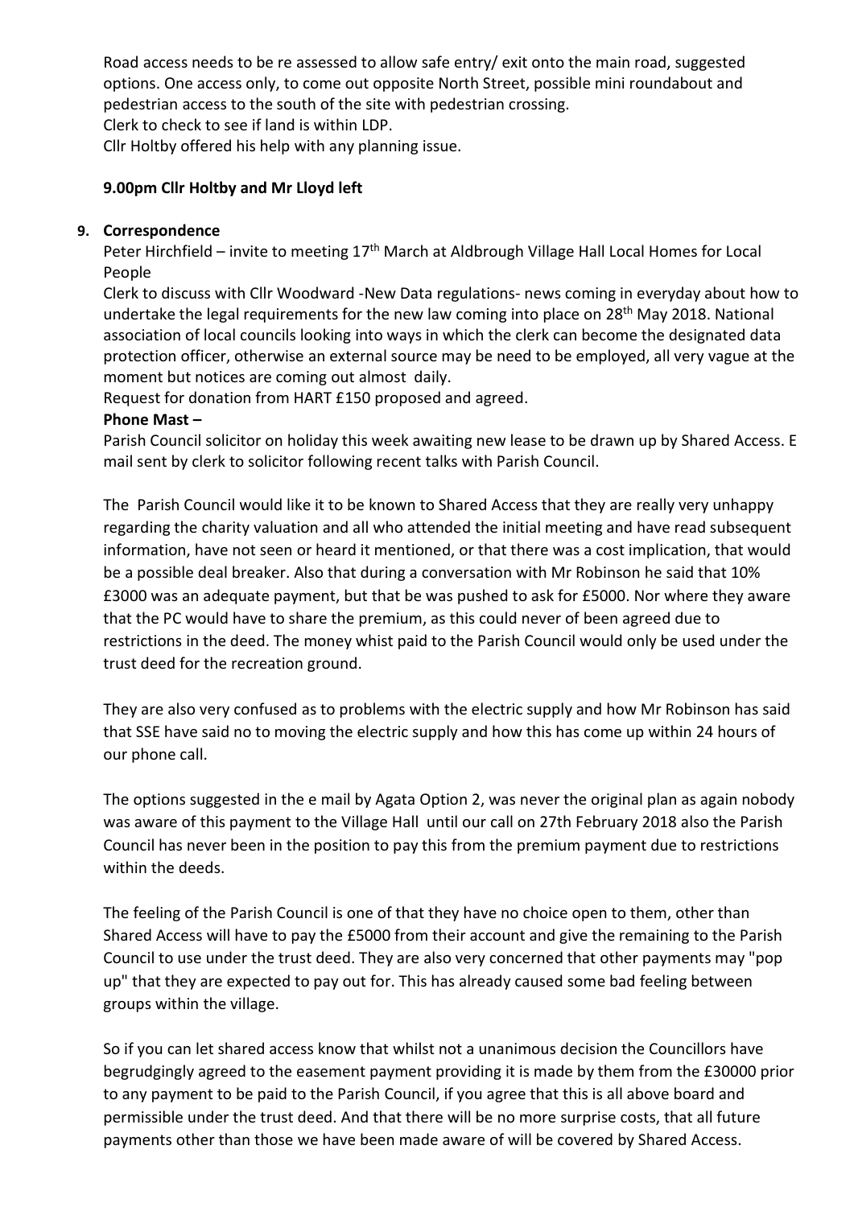Road access needs to be re assessed to allow safe entry/ exit onto the main road, suggested options. One access only, to come out opposite North Street, possible mini roundabout and pedestrian access to the south of the site with pedestrian crossing.
Clerk to check to see if land is within LDP.
Cllr Holtby offered his help with any planning issue.

**9.00pm Cllr Holtby and Mr Lloyd left**

**9. Correspondence**

Peter Hirchfield – invite to meeting 17th March at Aldbrough Village Hall Local Homes for Local People

Clerk to discuss with Cllr Woodward -New Data regulations- news coming in everyday about how to undertake the legal requirements for the new law coming into place on 28th May 2018. National association of local councils looking into ways in which the clerk can become the designated data protection officer, otherwise an external source may be need to be employed, all very vague at the moment but notices are coming out almost daily.

Request for donation from HART £150 proposed and agreed.

**Phone Mast –**

Parish Council solicitor on holiday this week awaiting new lease to be drawn up by Shared Access. E mail sent by clerk to solicitor following recent talks with Parish Council.

The Parish Council would like it to be known to Shared Access that they are really very unhappy regarding the charity valuation and all who attended the initial meeting and have read subsequent information, have not seen or heard it mentioned, or that there was a cost implication, that would be a possible deal breaker. Also that during a conversation with Mr Robinson he said that 10% £3000 was an adequate payment, but that be was pushed to ask for £5000. Nor where they aware that the PC would have to share the premium, as this could never of been agreed due to restrictions in the deed. The money whist paid to the Parish Council would only be used under the trust deed for the recreation ground.

They are also very confused as to problems with the electric supply and how Mr Robinson has said that SSE have said no to moving the electric supply and how this has come up within 24 hours of our phone call.

The options suggested in the e mail by Agata Option 2, was never the original plan as again nobody was aware of this payment to the Village Hall until our call on 27th February 2018 also the Parish Council has never been in the position to pay this from the premium payment due to restrictions within the deeds.

The feeling of the Parish Council is one of that they have no choice open to them, other than Shared Access will have to pay the £5000 from their account and give the remaining to the Parish Council to use under the trust deed. They are also very concerned that other payments may "pop up" that they are expected to pay out for. This has already caused some bad feeling between groups within the village.

So if you can let shared access know that whilst not a unanimous decision the Councillors have begrudgingly agreed to the easement payment providing it is made by them from the £30000 prior to any payment to be paid to the Parish Council, if you agree that this is all above board and permissible under the trust deed. And that there will be no more surprise costs, that all future payments other than those we have been made aware of will be covered by Shared Access.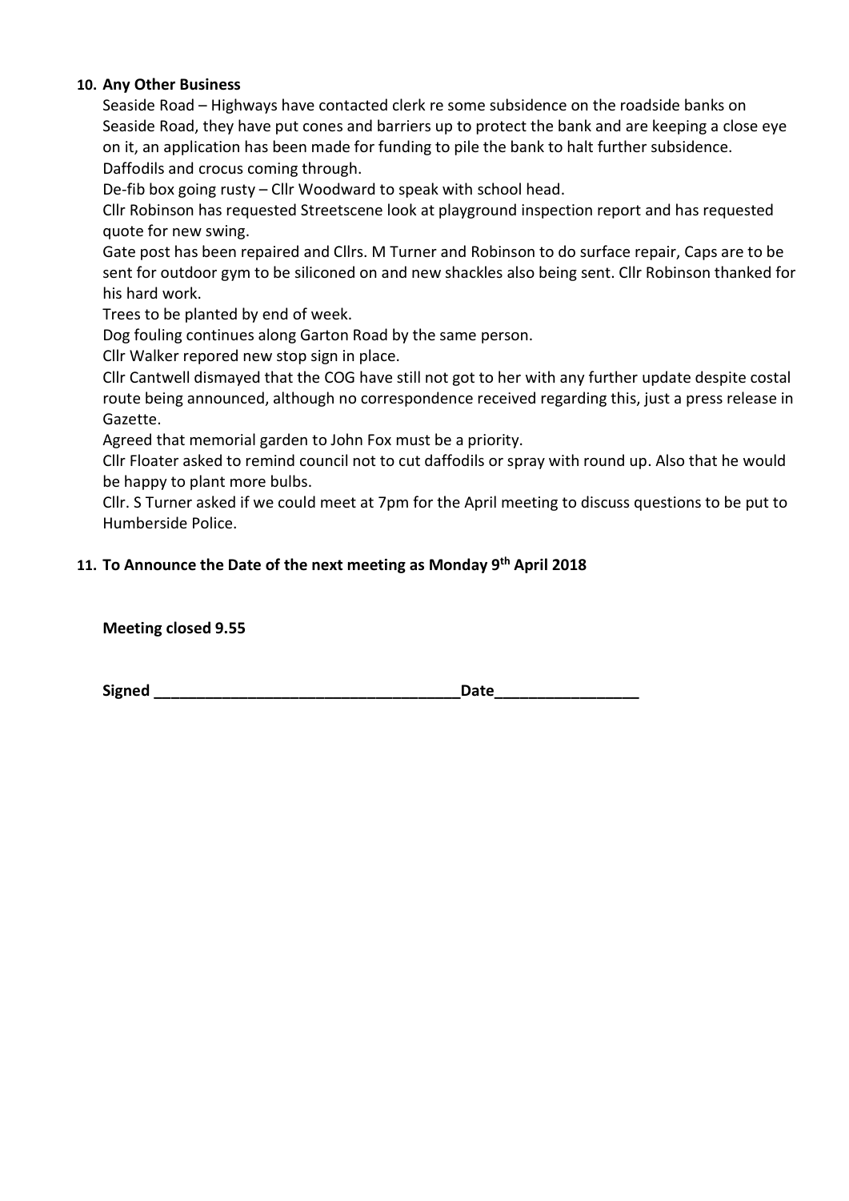**10. Any Other Business**

Seaside Road – Highways have contacted clerk re some subsidence on the roadside banks on Seaside Road, they have put cones and barriers up to protect the bank and are keeping a close eye on it, an application has been made for funding to pile the bank to halt further subsidence.
Daffodils and crocus coming through.
De-fib box going rusty – Cllr Woodward to speak with school head.
Cllr Robinson has requested Streetscene look at playground inspection report and has requested quote for new swing.
Gate post has been repaired and Cllrs. M Turner and Robinson to do surface repair, Caps are to be sent for outdoor gym to be siliconed on and new shackles also being sent. Cllr Robinson thanked for his hard work.
Trees to be planted by end of week.
Dog fouling continues along Garton Road by the same person.
Cllr Walker repored new stop sign in place.
Cllr Cantwell dismayed that the COG have still not got to her with any further update despite costal route being announced, although no correspondence received regarding this, just a press release in Gazette.
Agreed that memorial garden to John Fox must be a priority.
Cllr Floater asked to remind council not to cut daffodils or spray with round up. Also that he would be happy to plant more bulbs.
Cllr. S Turner asked if we could meet at 7pm for the April meeting to discuss questions to be put to Humberside Police.

**11. To Announce the Date of the next meeting as Monday 9th April 2018**

**Meeting closed 9.55**

**Signed \_\_\_\_\_\_\_\_\_\_\_\_\_\_\_\_\_\_\_\_\_\_\_\_\_\_\_\_\_\_\_\_\_\_\_\_Date\_\_\_\_\_\_\_\_\_\_\_\_\_\_\_\_\_**